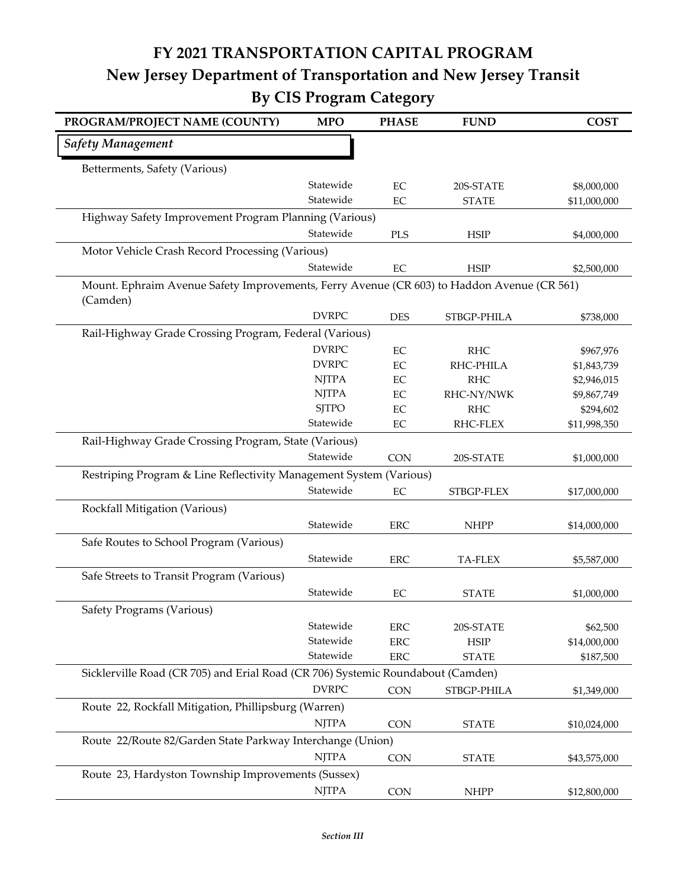# FY 2021 TRANSPORTATION CAPITAL PROGRAM
## New Jersey Department of Transportation and New Jersey Transit
## By CIS Program Category

| PROGRAM/PROJECT NAME (COUNTY) | MPO | PHASE | FUND | COST |
|---|---|---|---|---|
| ***Safety Management*** | | | | |
| Betterments, Safety (Various) | | | | |
| | Statewide | EC | 20S-STATE | $8,000,000 |
| | Statewide | EC | STATE | $11,000,000 |
| Highway Safety Improvement Program Planning (Various) | | | | |
| | Statewide | PLS | HSIP | $4,000,000 |
| Motor Vehicle Crash Record Processing (Various) | | | | |
| | Statewide | EC | HSIP | $2,500,000 |
| Mount. Ephraim Avenue Safety Improvements, Ferry Avenue (CR 603) to Haddon Avenue (CR 561) (Camden) | | | | |
| | DVRPC | DES | STBGP-PHILA | $738,000 |
| Rail-Highway Grade Crossing Program, Federal (Various) | | | | |
| | DVRPC | EC | RHC | $967,976 |
| | DVRPC | EC | RHC-PHILA | $1,843,739 |
| | NJTPA | EC | RHC | $2,946,015 |
| | NJTPA | EC | RHC-NY/NWK | $9,867,749 |
| | SJTPO | EC | RHC | $294,602 |
| | Statewide | EC | RHC-FLEX | $11,998,350 |
| Rail-Highway Grade Crossing Program, State (Various) | | | | |
| | Statewide | CON | 20S-STATE | $1,000,000 |
| Restriping Program & Line Reflectivity Management System (Various) | | | | |
| | Statewide | EC | STBGP-FLEX | $17,000,000 |
| Rockfall Mitigation (Various) | | | | |
| | Statewide | ERC | NHPP | $14,000,000 |
| Safe Routes to School Program (Various) | | | | |
| | Statewide | ERC | TA-FLEX | $5,587,000 |
| Safe Streets to Transit Program (Various) | | | | |
| | Statewide | EC | STATE | $1,000,000 |
| Safety Programs (Various) | | | | |
| | Statewide | ERC | 20S-STATE | $62,500 |
| | Statewide | ERC | HSIP | $14,000,000 |
| | Statewide | ERC | STATE | $187,500 |
| Sicklerville Road (CR 705) and Erial Road (CR 706) Systemic Roundabout (Camden) | | | | |
| | DVRPC | CON | STBGP-PHILA | $1,349,000 |
| Route 22, Rockfall Mitigation, Phillipsburg (Warren) | | | | |
| | NJTPA | CON | STATE | $10,024,000 |
| Route 22/Route 82/Garden State Parkway Interchange (Union) | | | | |
| | NJTPA | CON | STATE | $43,575,000 |
| Route 23, Hardyston Township Improvements (Sussex) | | | | |
| | NJTPA | CON | NHPP | $12,800,000 |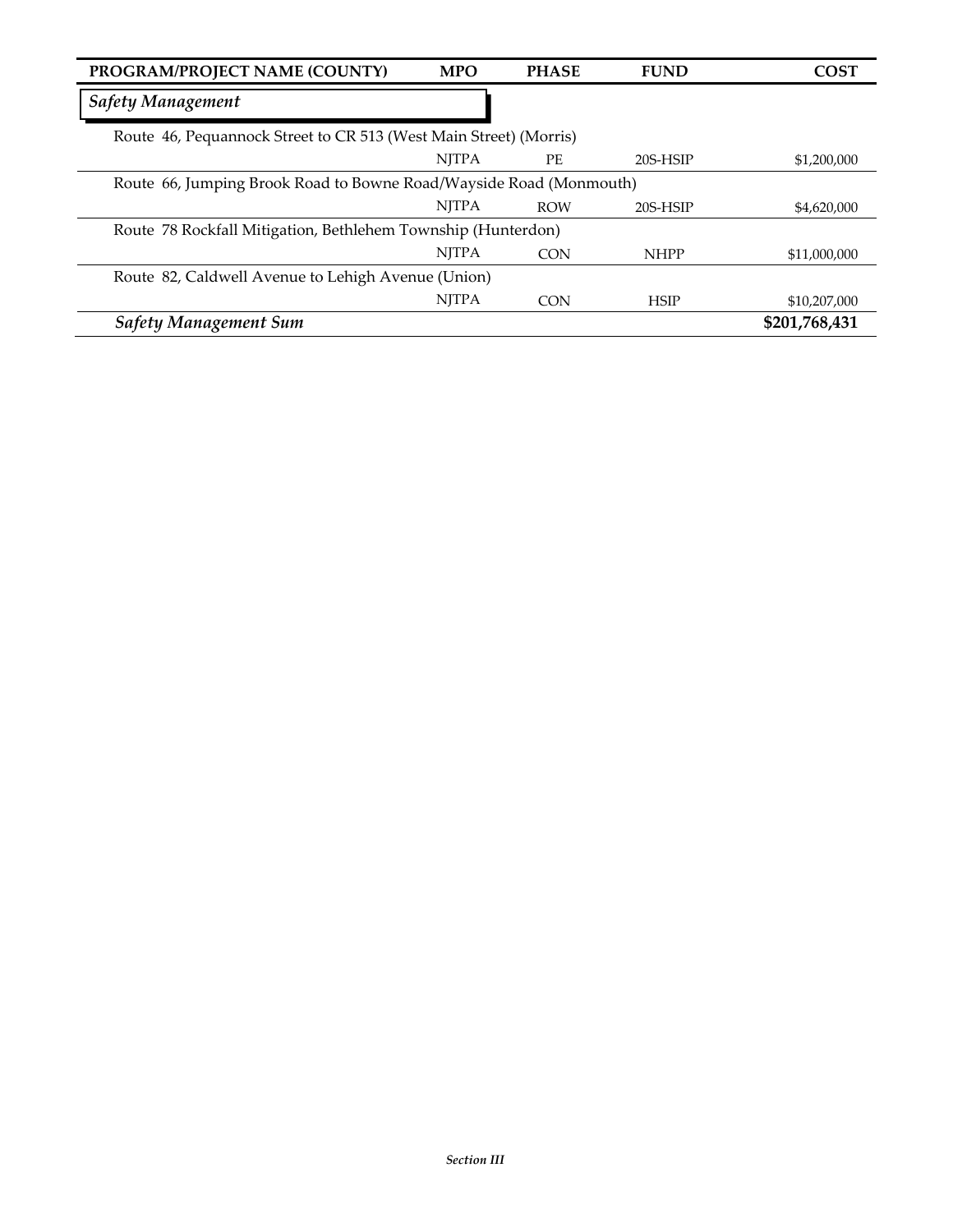| PROGRAM/PROJECT NAME (COUNTY) | MPO | PHASE | FUND | COST |
|---|---|---|---|---|
| *Safety Management* | | | | |
| Route 46, Pequannock Street to CR 513 (West Main Street) (Morris) | | | | |
| | NJTPA | PE | 20S-HSIP | $1,200,000 |
| Route 66, Jumping Brook Road to Bowne Road/Wayside Road (Monmouth) | | | | |
| | NJTPA | ROW | 20S-HSIP | $4,620,000 |
| Route 78 Rockfall Mitigation, Bethlehem Township (Hunterdon) | | | | |
| | NJTPA | CON | NHPP | $11,000,000 |
| Route 82, Caldwell Avenue to Lehigh Avenue (Union) | | | | |
| | NJTPA | CON | HSIP | $10,207,000 |
| ***Safety Management Sum*** | | | | **$201,768,431** |